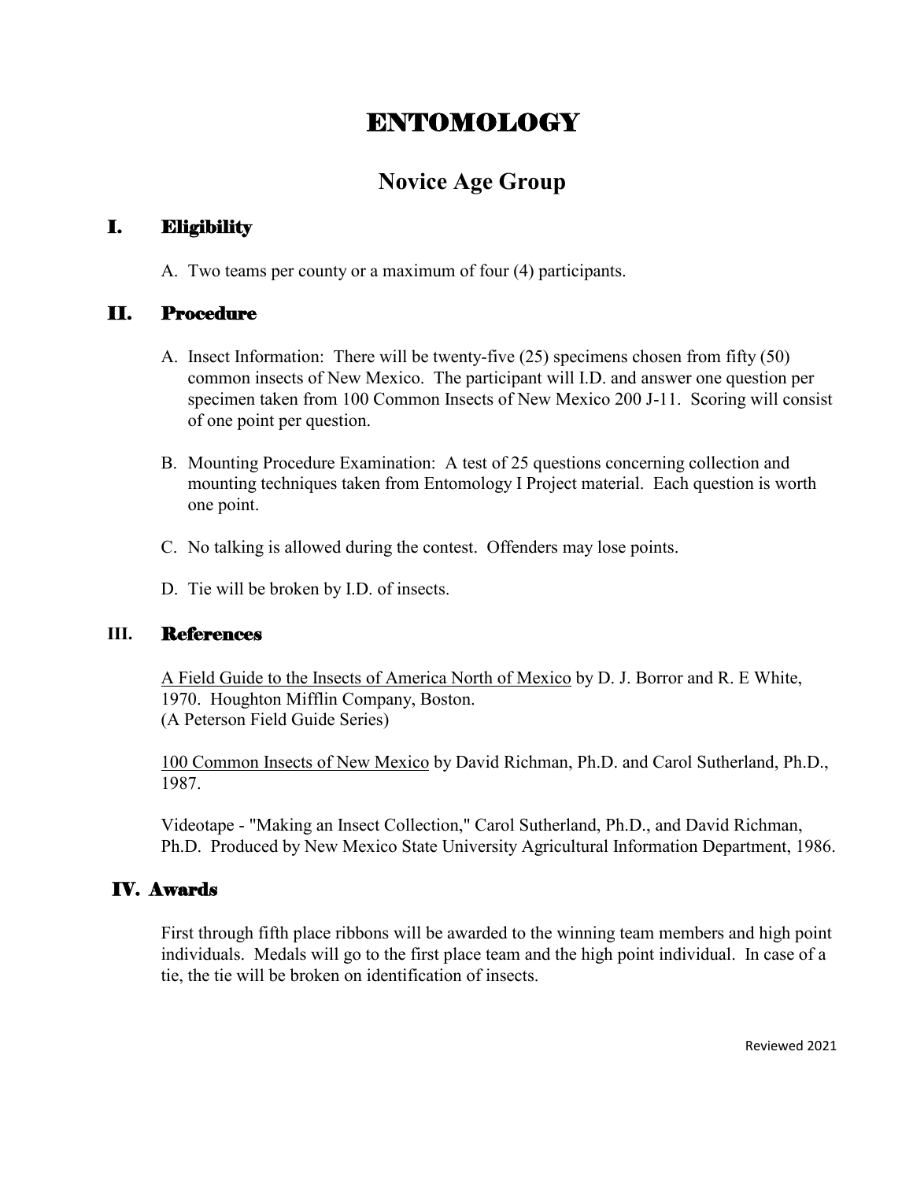# ENTOMOLOGY

## Novice Age Group

### I. Eligibility

A. Two teams per county or a maximum of four (4) participants.

### II. Procedure

A. Insect Information: There will be twenty-five (25) specimens chosen from fifty (50) common insects of New Mexico. The participant will I.D. and answer one question per specimen taken from 100 Common Insects of New Mexico 200 J-11. Scoring will consist of one point per question.

B. Mounting Procedure Examination: A test of 25 questions concerning collection and mounting techniques taken from Entomology I Project material. Each question is worth one point.

C. No talking is allowed during the contest. Offenders may lose points.

D. Tie will be broken by I.D. of insects.

### III. References

A Field Guide to the Insects of America North of Mexico by D. J. Borror and R. E White, 1970. Houghton Mifflin Company, Boston. (A Peterson Field Guide Series)

100 Common Insects of New Mexico by David Richman, Ph.D. and Carol Sutherland, Ph.D., 1987.

Videotape - "Making an Insect Collection," Carol Sutherland, Ph.D., and David Richman, Ph.D. Produced by New Mexico State University Agricultural Information Department, 1986.

### IV. Awards

First through fifth place ribbons will be awarded to the winning team members and high point individuals. Medals will go to the first place team and the high point individual. In case of a tie, the tie will be broken on identification of insects.

Reviewed 2021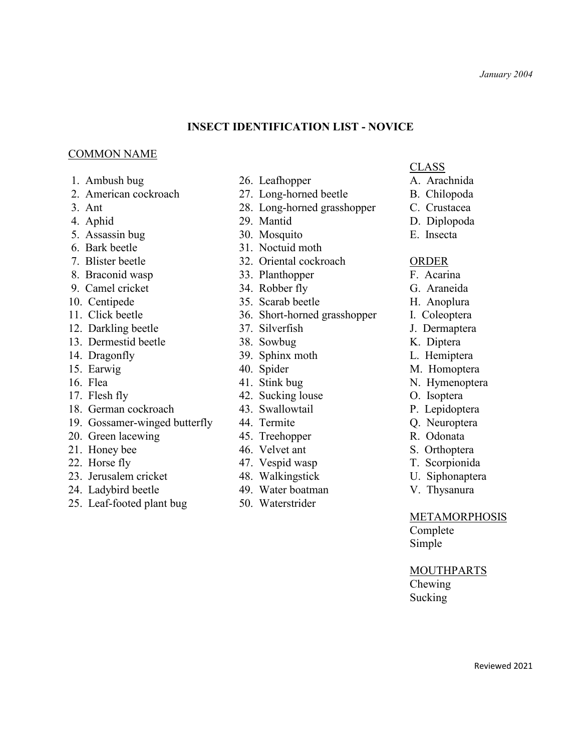*January 2004*

# INSECT IDENTIFICATION LIST - NOVICE

## COMMON NAME

1. Ambush bug
2. American cockroach
3. Ant
4. Aphid
5. Assassin bug
6. Bark beetle
7. Blister beetle
8. Braconid wasp
9. Camel cricket
10. Centipede
11. Click beetle
12. Darkling beetle
13. Dermestid beetle
14. Dragonfly
15. Earwig
16. Flea
17. Flesh fly
18. German cockroach
19. Gossamer-winged butterfly
20. Green lacewing
21. Honey bee
22. Horse fly
23. Jerusalem cricket
24. Ladybird beetle
25. Leaf-footed plant bug
26. Leafhopper
27. Long-horned beetle
28. Long-horned grasshopper
29. Mantid
30. Mosquito
31. Noctuid moth
32. Oriental cockroach
33. Planthopper
34. Robber fly
35. Scarab beetle
36. Short-horned grasshopper
37. Silverfish
38. Sowbug
39. Sphinx moth
40. Spider
41. Stink bug
42. Sucking louse
43. Swallowtail
44. Termite
45. Treehopper
46. Velvet ant
47. Vespid wasp
48. Walkingstick
49. Water boatman
50. Waterstrider

## CLASS

A. Arachnida
B. Chilopoda
C. Crustacea
D. Diplopoda
E. Insecta

## ORDER

F. Acarina
G. Araneida
H. Anoplura
I. Coleoptera
J. Dermaptera
K. Diptera
L. Hemiptera
M. Homoptera
N. Hymenoptera
O. Isoptera
P. Lepidoptera
Q. Neuroptera
R. Odonata
S. Orthoptera
T. Scorpionida
U. Siphonaptera
V. Thysanura

## METAMORPHOSIS

Complete
Simple

## MOUTHPARTS

Chewing
Sucking

Reviewed 2021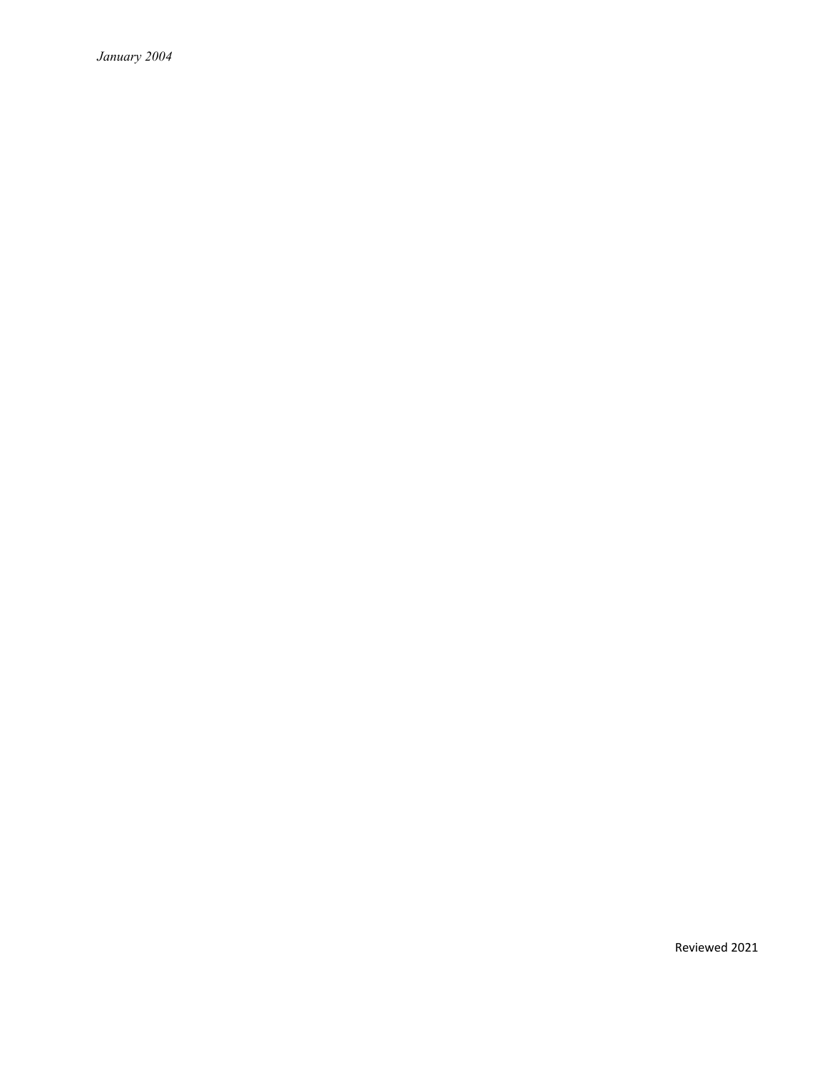*January 2004*

Reviewed 2021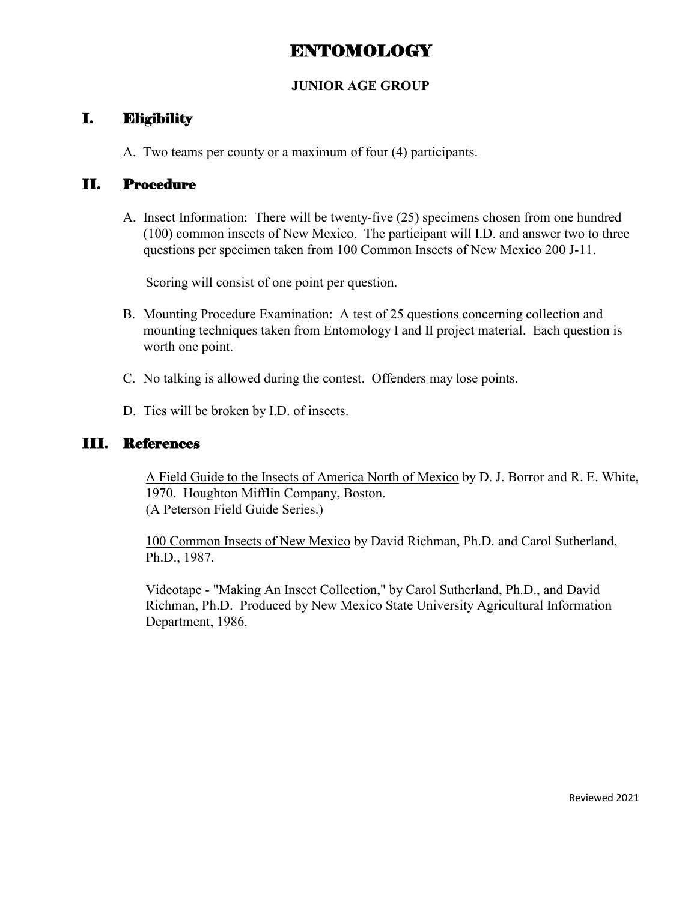# ENTOMOLOGY

**JUNIOR AGE GROUP**

## I. Eligibility

A. Two teams per county or a maximum of four (4) participants.

## II. Procedure

A. Insect Information: There will be twenty-five (25) specimens chosen from one hundred (100) common insects of New Mexico. The participant will I.D. and answer two to three questions per specimen taken from 100 Common Insects of New Mexico 200 J-11.

Scoring will consist of one point per question.

B. Mounting Procedure Examination: A test of 25 questions concerning collection and mounting techniques taken from Entomology I and II project material. Each question is worth one point.

C. No talking is allowed during the contest. Offenders may lose points.

D. Ties will be broken by I.D. of insects.

## III. References

<u>A Field Guide to the Insects of America North of Mexico</u> by D. J. Borror and R. E. White, 1970. Houghton Mifflin Company, Boston. (A Peterson Field Guide Series.)

<u>100 Common Insects of New Mexico</u> by David Richman, Ph.D. and Carol Sutherland, Ph.D., 1987.

Videotape - "Making An Insect Collection," by Carol Sutherland, Ph.D., and David Richman, Ph.D. Produced by New Mexico State University Agricultural Information Department, 1986.

Reviewed 2021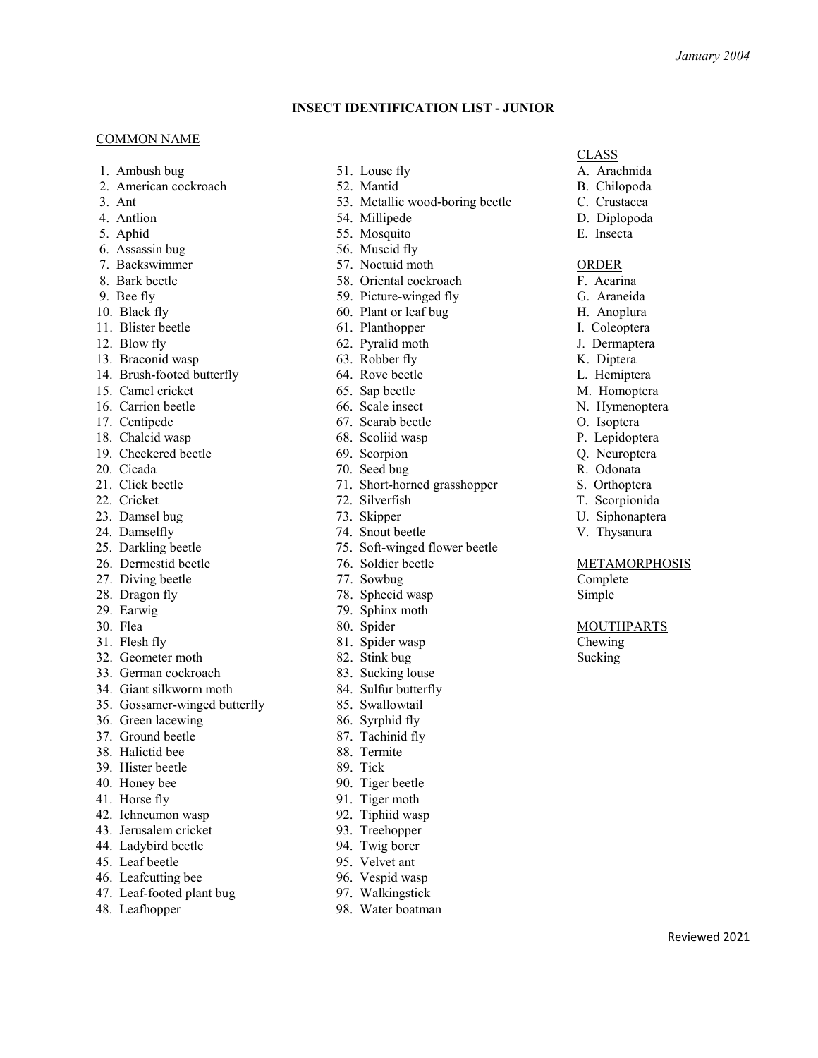*January 2004*

### INSECT IDENTIFICATION LIST - JUNIOR

COMMON NAME

1. Ambush bug
2. American cockroach
3. Ant
4. Antlion
5. Aphid
6. Assassin bug
7. Backswimmer
8. Bark beetle
9. Bee fly
10. Black fly
11. Blister beetle
12. Blow fly
13. Braconid wasp
14. Brush-footed butterfly
15. Camel cricket
16. Carrion beetle
17. Centipede
18. Chalcid wasp
19. Checkered beetle
20. Cicada
21. Click beetle
22. Cricket
23. Damsel bug
24. Damselfly
25. Darkling beetle
26. Dermestid beetle
27. Diving beetle
28. Dragon fly
29. Earwig
30. Flea
31. Flesh fly
32. Geometer moth
33. German cockroach
34. Giant silkworm moth
35. Gossamer-winged butterfly
36. Green lacewing
37. Ground beetle
38. Halictid bee
39. Hister beetle
40. Honey bee
41. Horse fly
42. Ichneumon wasp
43. Jerusalem cricket
44. Ladybird beetle
45. Leaf beetle
46. Leafcutting bee
47. Leaf-footed plant bug
48. Leafhopper
51. Louse fly
52. Mantid
53. Metallic wood-boring beetle
54. Millipede
55. Mosquito
56. Muscid fly
57. Noctuid moth
58. Oriental cockroach
59. Picture-winged fly
60. Plant or leaf bug
61. Planthopper
62. Pyralid moth
63. Robber fly
64. Rove beetle
65. Sap beetle
66. Scale insect
67. Scarab beetle
68. Scoliid wasp
69. Scorpion
70. Seed bug
71. Short-horned grasshopper
72. Silverfish
73. Skipper
74. Snout beetle
75. Soft-winged flower beetle
76. Soldier beetle
77. Sowbug
78. Sphecid wasp
79. Sphinx moth
80. Spider
81. Spider wasp
82. Stink bug
83. Sucking louse
84. Sulfur butterfly
85. Swallowtail
86. Syrphid fly
87. Tachinid fly
88. Termite
89. Tick
90. Tiger beetle
91. Tiger moth
92. Tiphiid wasp
93. Treehopper
94. Twig borer
95. Velvet ant
96. Vespid wasp
97. Walkingstick
98. Water boatman

CLASS

A. Arachnida
B. Chilopoda
C. Crustacea
D. Diplopoda
E. Insecta

ORDER

F. Acarina
G. Araneida
H. Anoplura
I. Coleoptera
J. Dermaptera
K. Diptera
L. Hemiptera
M. Homoptera
N. Hymenoptera
O. Isoptera
P. Lepidoptera
Q. Neuroptera
R. Odonata
S. Orthoptera
T. Scorpionida
U. Siphonaptera
V. Thysanura

METAMORPHOSIS

Complete
Simple

MOUTHPARTS

Chewing
Sucking

Reviewed 2021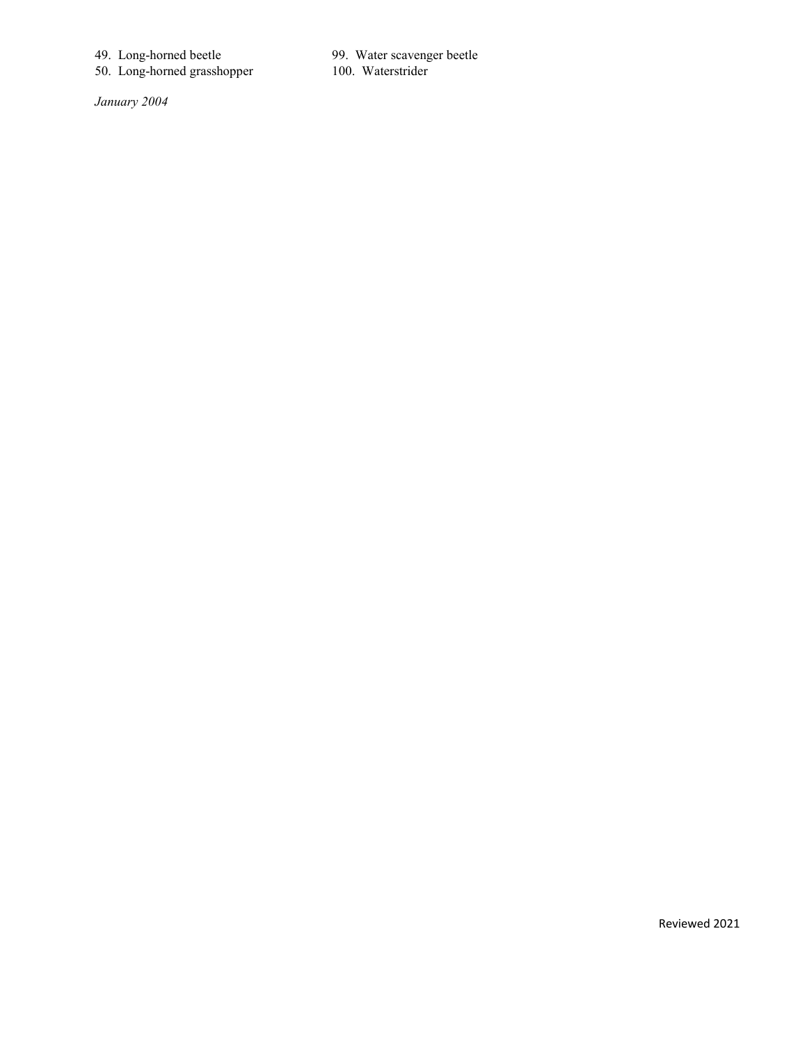49. Long-horned beetle
50. Long-horned grasshopper
99. Water scavenger beetle
100. Waterstrider

*January 2004*

Reviewed 2021